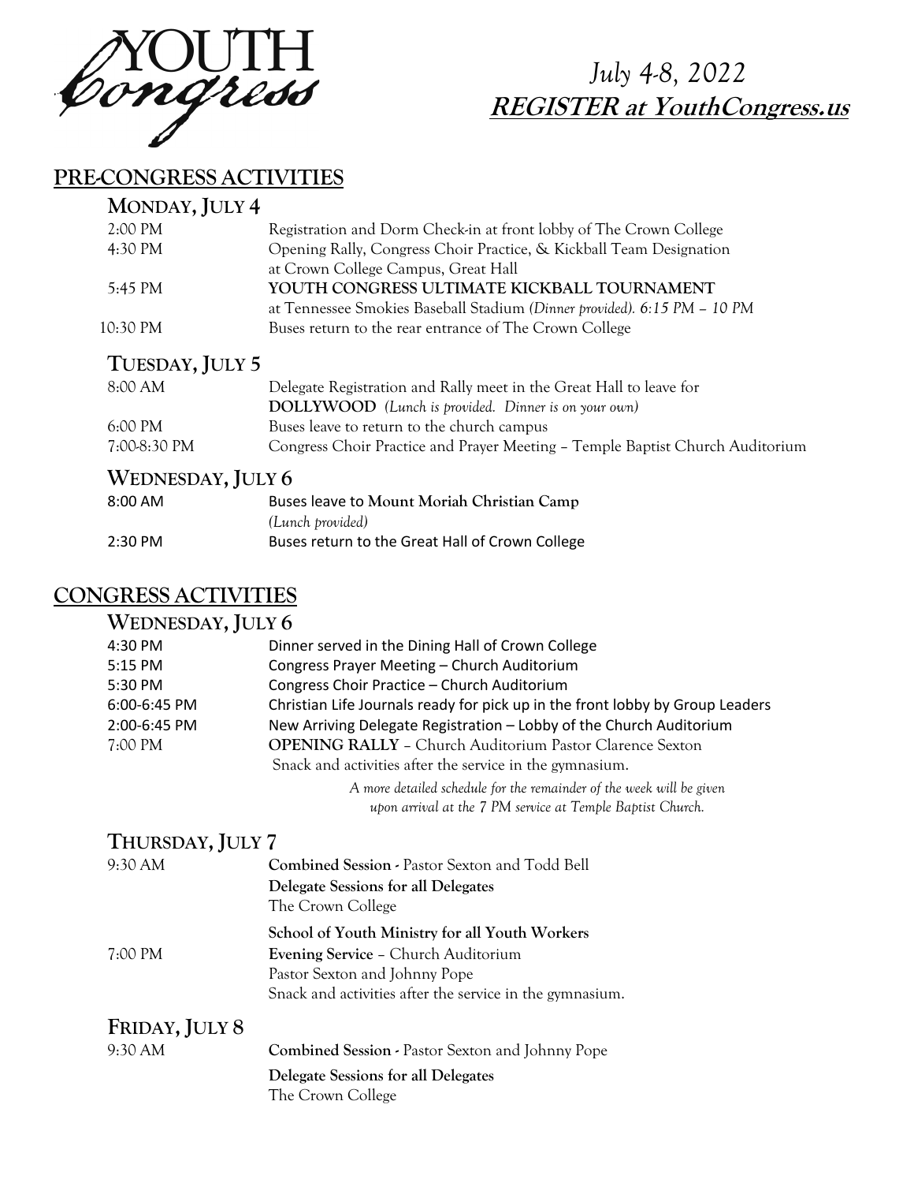# YOUTH Congress

**July 4-8, 2022**
**REGISTER at YouthCongress.us**

## PRE-CONGRESS ACTIVITIES

### MONDAY, JULY 4

| | |
|---|---|
| 2:00 PM | Registration and Dorm Check-in at front lobby of The Crown College |
| 4:30 PM | Opening Rally, Congress Choir Practice, & Kickball Team Designation at Crown College Campus, Great Hall |
| 5:45 PM | **YOUTH CONGRESS ULTIMATE KICKBALL TOURNAMENT** at Tennessee Smokies Baseball Stadium *(Dinner provided). 6:15 PM – 10 PM* |
| 10:30 PM | Buses return to the rear entrance of The Crown College |

### TUESDAY, JULY 5

| | |
|---|---|
| 8:00 AM | Delegate Registration and Rally meet in the Great Hall to leave for **DOLLYWOOD** *(Lunch is provided. Dinner is on your own)* |
| 6:00 PM | Buses leave to return to the church campus |
| 7:00-8:30 PM | Congress Choir Practice and Prayer Meeting – Temple Baptist Church Auditorium |

### WEDNESDAY, JULY 6

| | |
|---|---|
| 8:00 AM | Buses leave to Mount Moriah Christian Camp *(Lunch provided)* |
| 2:30 PM | Buses return to the Great Hall of Crown College |

## CONGRESS ACTIVITIES

### WEDNESDAY, JULY 6

| | |
|---|---|
| 4:30 PM | Dinner served in the Dining Hall of Crown College |
| 5:15 PM | Congress Prayer Meeting – Church Auditorium |
| 5:30 PM | Congress Choir Practice – Church Auditorium |
| 6:00-6:45 PM | Christian Life Journals ready for pick up in the front lobby by Group Leaders |
| 2:00-6:45 PM | New Arriving Delegate Registration – Lobby of the Church Auditorium |
| 7:00 PM | **OPENING RALLY** – Church Auditorium Pastor Clarence Sexton<br>Snack and activities after the service in the gymnasium. |

*A more detailed schedule for the remainder of the week will be given upon arrival at the 7 PM service at Temple Baptist Church.*

### THURSDAY, JULY 7

| | |
|---|---|
| 9:30 AM | **Combined Session -** Pastor Sexton and Todd Bell<br>**Delegate Sessions for all Delegates**<br>The Crown College<br>**School of Youth Ministry for all Youth Workers** |
| 7:00 PM | **Evening Service** – Church Auditorium<br>Pastor Sexton and Johnny Pope<br>Snack and activities after the service in the gymnasium. |

### FRIDAY, JULY 8

| | |
|---|---|
| 9:30 AM | **Combined Session -** Pastor Sexton and Johnny Pope<br>**Delegate Sessions for all Delegates**<br>The Crown College |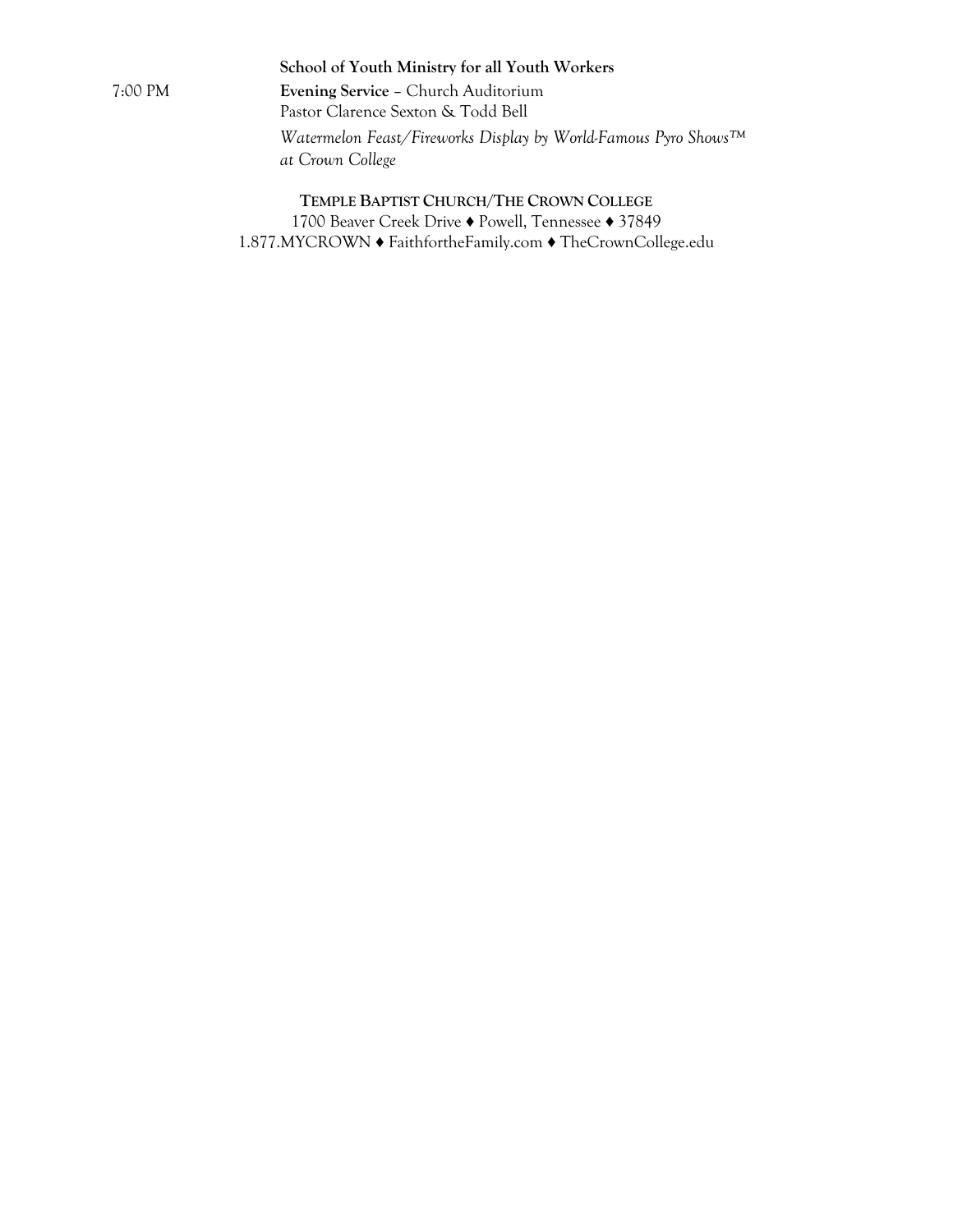**School of Youth Ministry for all Youth Workers**

7:00 PM **Evening Service** – Church Auditorium
Pastor Clarence Sexton & Todd Bell
*Watermelon Feast/Fireworks Display by World-Famous Pyro Shows™ at Crown College*

**TEMPLE BAPTIST CHURCH/THE CROWN COLLEGE**
1700 Beaver Creek Drive ♦ Powell, Tennessee ♦ 37849
1.877.MYCROWN ♦ FaithfortheFamily.com ♦ TheCrownCollege.edu